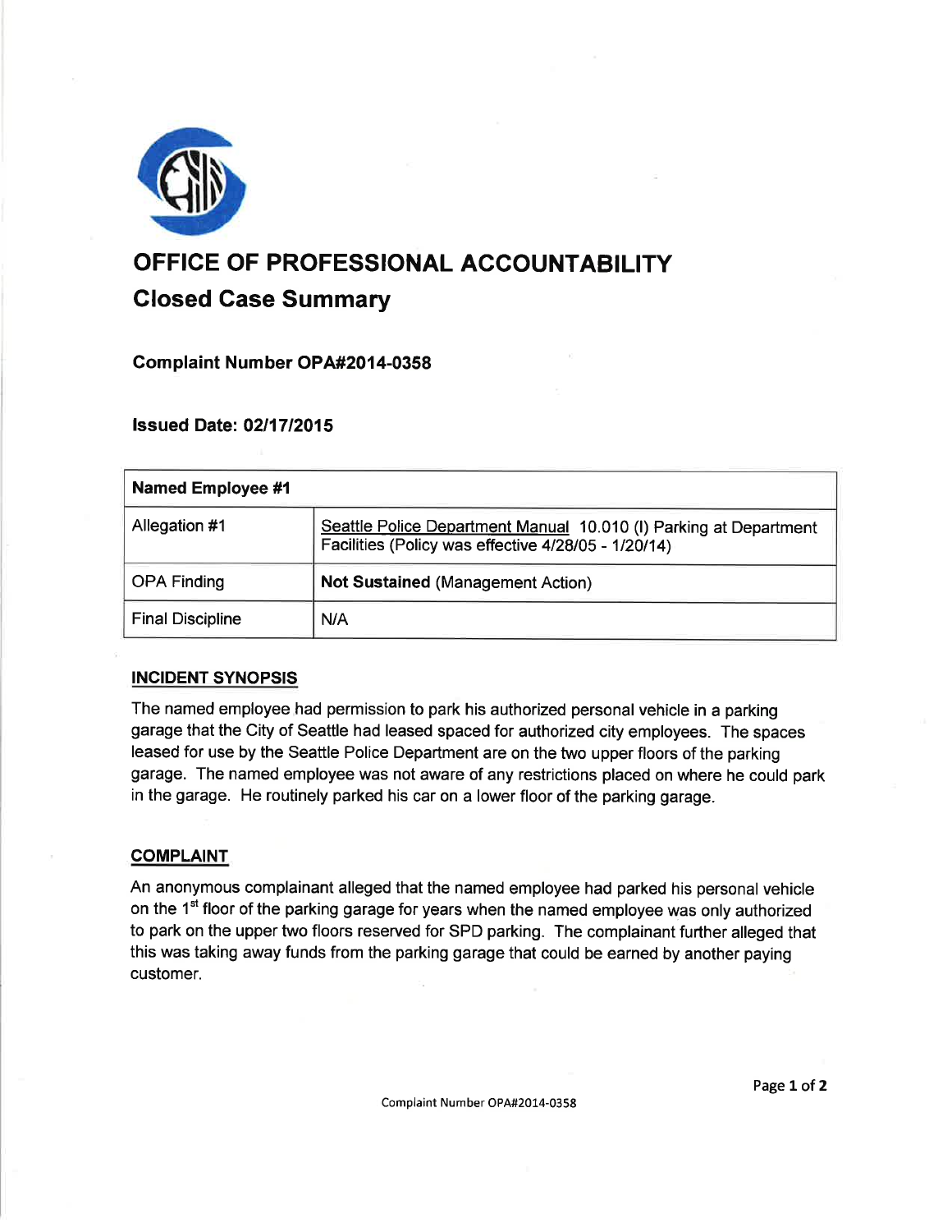# OFFICE OF PROFESSIONAL ACCOUNTABILITY

## Closed Case Summary

**Complaint Number OPA#2014-0358**

**Issued Date: 02/17/2015**

| **Named Employee #1** | |
|---|---|
| Allegation #1 | Seattle Police Department Manual 10.010 (I) Parking at Department Facilities (Policy was effective 4/28/05 - 1/20/14) |
| OPA Finding | **Not Sustained** (Management Action) |
| Final Discipline | N/A |

### INCIDENT SYNOPSIS

The named employee had permission to park his authorized personal vehicle in a parking garage that the City of Seattle had leased spaced for authorized city employees. The spaces leased for use by the Seattle Police Department are on the two upper floors of the parking garage. The named employee was not aware of any restrictions placed on where he could park in the garage. He routinely parked his car on a lower floor of the parking garage.

### COMPLAINT

An anonymous complainant alleged that the named employee had parked his personal vehicle on the 1st floor of the parking garage for years when the named employee was only authorized to park on the upper two floors reserved for SPD parking. The complainant further alleged that this was taking away funds from the parking garage that could be earned by another paying customer.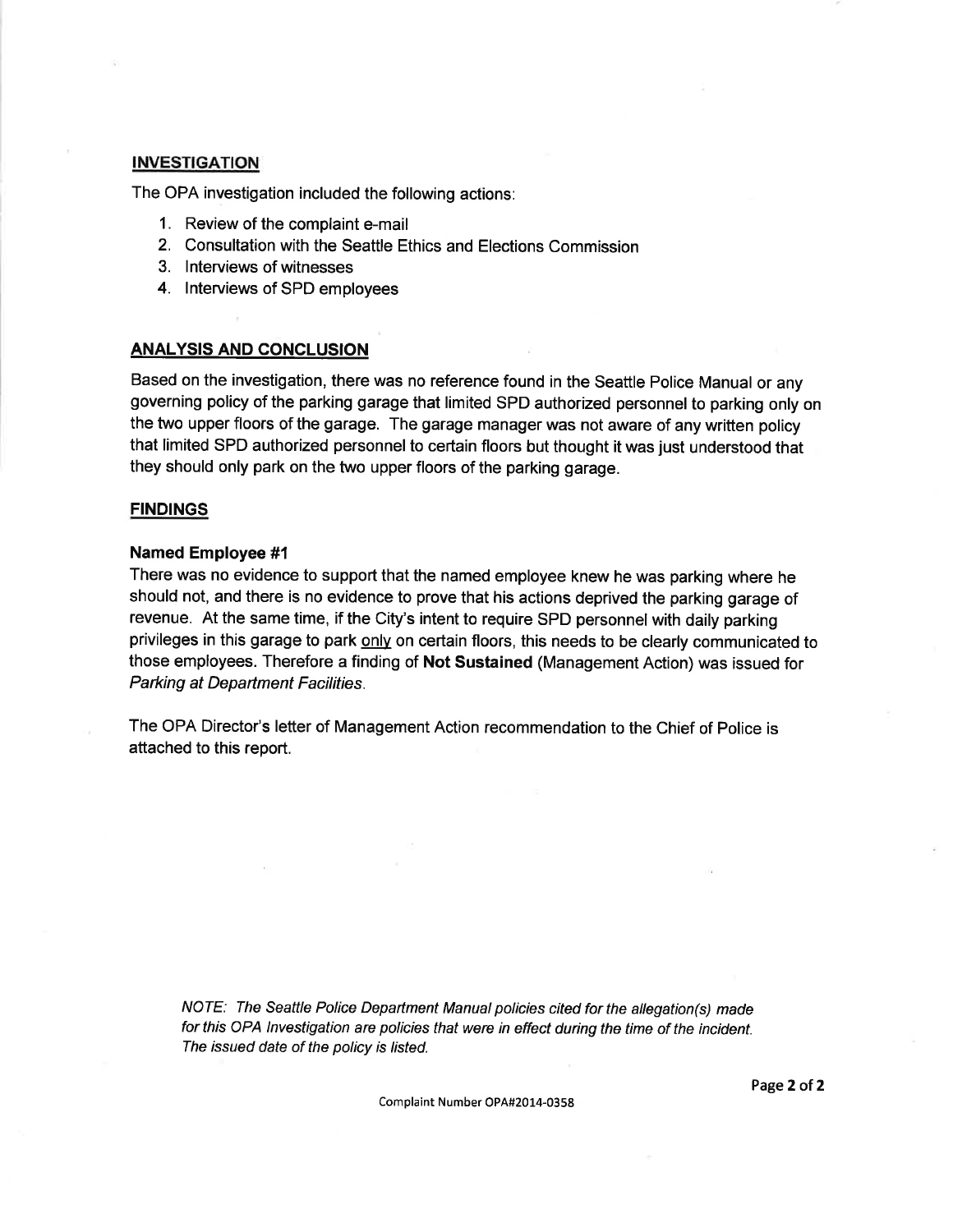## INVESTIGATION

The OPA investigation included the following actions:

1. Review of the complaint e-mail
2. Consultation with the Seattle Ethics and Elections Commission
3. Interviews of witnesses
4. Interviews of SPD employees

## ANALYSIS AND CONCLUSION

Based on the investigation, there was no reference found in the Seattle Police Manual or any governing policy of the parking garage that limited SPD authorized personnel to parking only on the two upper floors of the garage. The garage manager was not aware of any written policy that limited SPD authorized personnel to certain floors but thought it was just understood that they should only park on the two upper floors of the parking garage.

## FINDINGS

### Named Employee #1

There was no evidence to support that the named employee knew he was parking where he should not, and there is no evidence to prove that his actions deprived the parking garage of revenue. At the same time, if the City's intent to require SPD personnel with daily parking privileges in this garage to park <u>only</u> on certain floors, this needs to be clearly communicated to those employees. Therefore a finding of **Not Sustained** (Management Action) was issued for *Parking at Department Facilities*.

The OPA Director's letter of Management Action recommendation to the Chief of Police is attached to this report.

*NOTE: The Seattle Police Department Manual policies cited for the allegation(s) made for this OPA Investigation are policies that were in effect during the time of the incident. The issued date of the policy is listed.*

Complaint Number OPA#2014-0358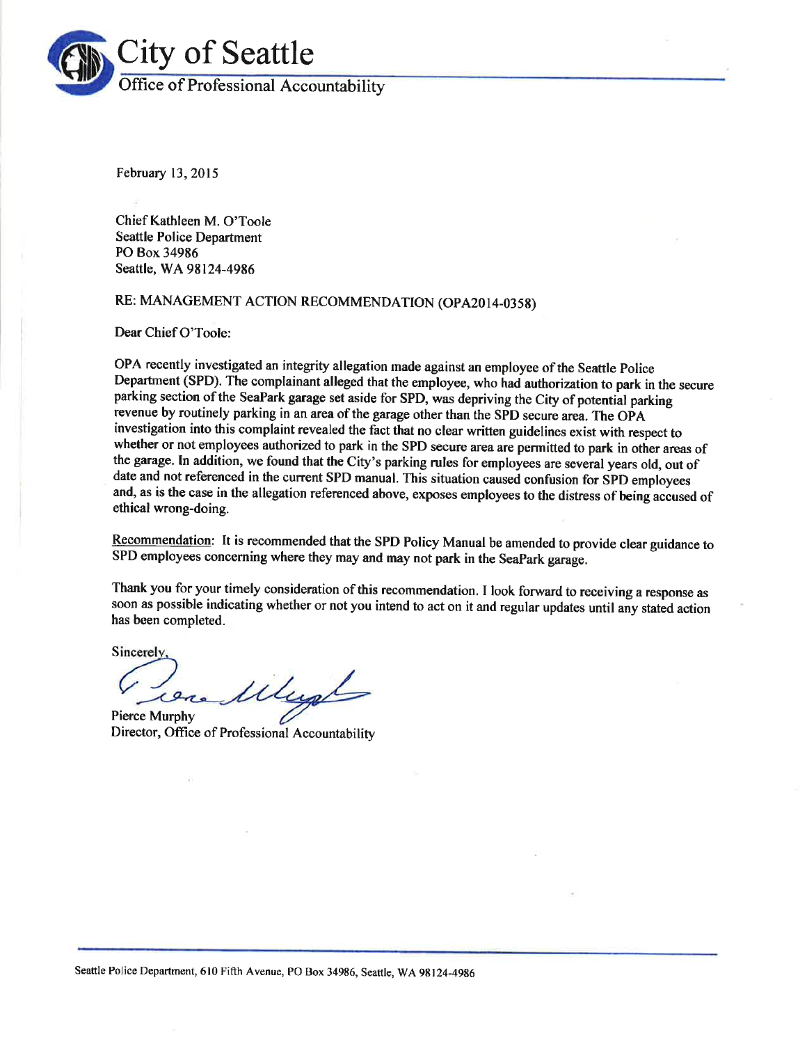# City of Seattle

## Office of Professional Accountability

February 13, 2015

Chief Kathleen M. O'Toole
Seattle Police Department
PO Box 34986
Seattle, WA 98124-4986

RE: MANAGEMENT ACTION RECOMMENDATION (OPA2014-0358)

Dear Chief O'Toole:

OPA recently investigated an integrity allegation made against an employee of the Seattle Police Department (SPD). The complainant alleged that the employee, who had authorization to park in the secure parking section of the SeaPark garage set aside for SPD, was depriving the City of potential parking revenue by routinely parking in an area of the garage other than the SPD secure area. The OPA investigation into this complaint revealed the fact that no clear written guidelines exist with respect to whether or not employees authorized to park in the SPD secure area are permitted to park in other areas of the garage. In addition, we found that the City's parking rules for employees are several years old, out of date and not referenced in the current SPD manual. This situation caused confusion for SPD employees and, as is the case in the allegation referenced above, exposes employees to the distress of being accused of ethical wrong-doing.

Recommendation: It is recommended that the SPD Policy Manual be amended to provide clear guidance to SPD employees concerning where they may and may not park in the SeaPark garage.

Thank you for your timely consideration of this recommendation. I look forward to receiving a response as soon as possible indicating whether or not you intend to act on it and regular updates until any stated action has been completed.

Sincerely,

Pierce Murphy
Director, Office of Professional Accountability

Seattle Police Department, 610 Fifth Avenue, PO Box 34986, Seattle, WA 98124-4986